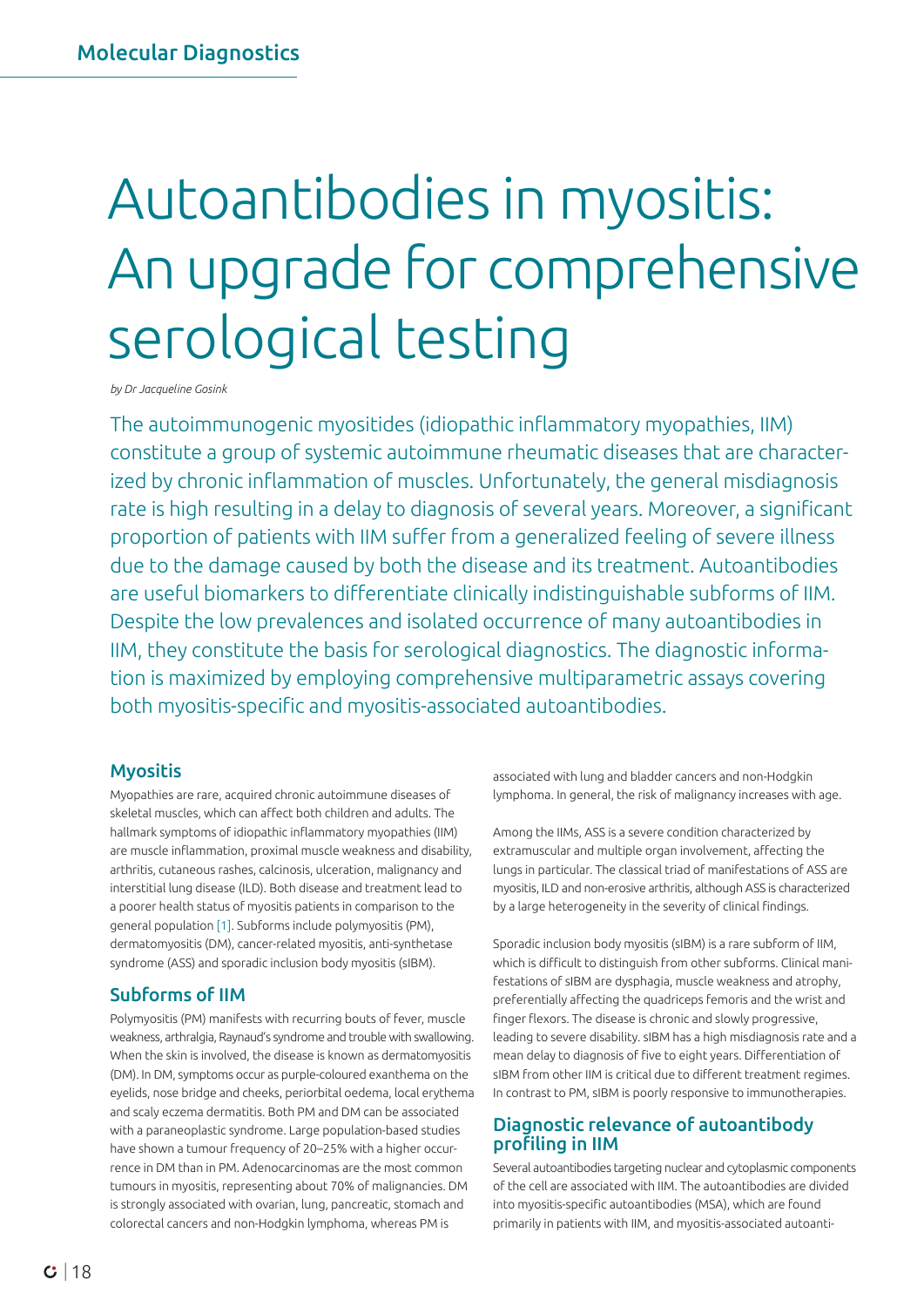# Autoantibodies in myositis: An upgrade for comprehensive serological testing

*by Dr Jacqueline Gosink*

The autoimmunogenic myositides (idiopathic inflammatory myopathies, IIM) constitute a group of systemic autoimmune rheumatic diseases that are characterized by chronic inflammation of muscles. Unfortunately, the general misdiagnosis rate is high resulting in a delay to diagnosis of several years. Moreover, a significant proportion of patients with IIM suffer from a generalized feeling of severe illness due to the damage caused by both the disease and its treatment. Autoantibodies are useful biomarkers to differentiate clinically indistinguishable subforms of IIM. Despite the low prevalences and isolated occurrence of many autoantibodies in IIM, they constitute the basis for serological diagnostics. The diagnostic information is maximized by employing comprehensive multiparametric assays covering both myositis-specific and myositis-associated autoantibodies.

## Myositis

Myopathies are rare, acquired chronic autoimmune diseases of skeletal muscles, which can affect both children and adults. The hallmark symptoms of idiopathic inflammatory myopathies (IIM) are muscle inflammation, proximal muscle weakness and disability, arthritis, cutaneous rashes, calcinosis, ulceration, malignancy and interstitial lung disease (ILD). Both disease and treatment lead to a poorer health status of myositis patients in comparison to the general population [1]. Subforms include polymyositis (PM), dermatomyositis (DM), cancer-related myositis, anti-synthetase syndrome (ASS) and sporadic inclusion body myositis (sIBM).

## Subforms of IIM

Polymyositis (PM) manifests with recurring bouts of fever, muscle weakness, arthralgia, Raynaud's syndrome and trouble with swallowing. When the skin is involved, the disease is known as dermatomyositis (DM). In DM, symptoms occur as purple-coloured exanthema on the eyelids, nose bridge and cheeks, periorbital oedema, local erythema and scaly eczema dermatitis. Both PM and DM can be associated with a paraneoplastic syndrome. Large population-based studies have shown a tumour frequency of 20–25% with a higher occurrence in DM than in PM. Adenocarcinomas are the most common tumours in myositis, representing about 70% of malignancies. DM is strongly associated with ovarian, lung, pancreatic, stomach and colorectal cancers and non-Hodgkin lymphoma, whereas PM is associated with lung and bladder cancers and non-Hodgkin lymphoma. In general, the risk of malignancy increases with age.

Among the IIMs, ASS is a severe condition characterized by extramuscular and multiple organ involvement, affecting the lungs in particular. The classical triad of manifestations of ASS are myositis, ILD and non-erosive arthritis, although ASS is characterized by a large heterogeneity in the severity of clinical findings.

Sporadic inclusion body myositis (sIBM) is a rare subform of IIM, which is difficult to distinguish from other subforms. Clinical manifestations of sIBM are dysphagia, muscle weakness and atrophy, preferentially affecting the quadriceps femoris and the wrist and finger flexors. The disease is chronic and slowly progressive, leading to severe disability. sIBM has a high misdiagnosis rate and a mean delay to diagnosis of five to eight years. Differentiation of sIBM from other IIM is critical due to different treatment regimes. In contrast to PM, sIBM is poorly responsive to immunotherapies.

## Diagnostic relevance of autoantibody profiling in IIM

Several autoantibodies targeting nuclear and cytoplasmic components of the cell are associated with IIM. The autoantibodies are divided into myositis-specific autoantibodies (MSA), which are found primarily in patients with IIM, and myositis-associated autoanti-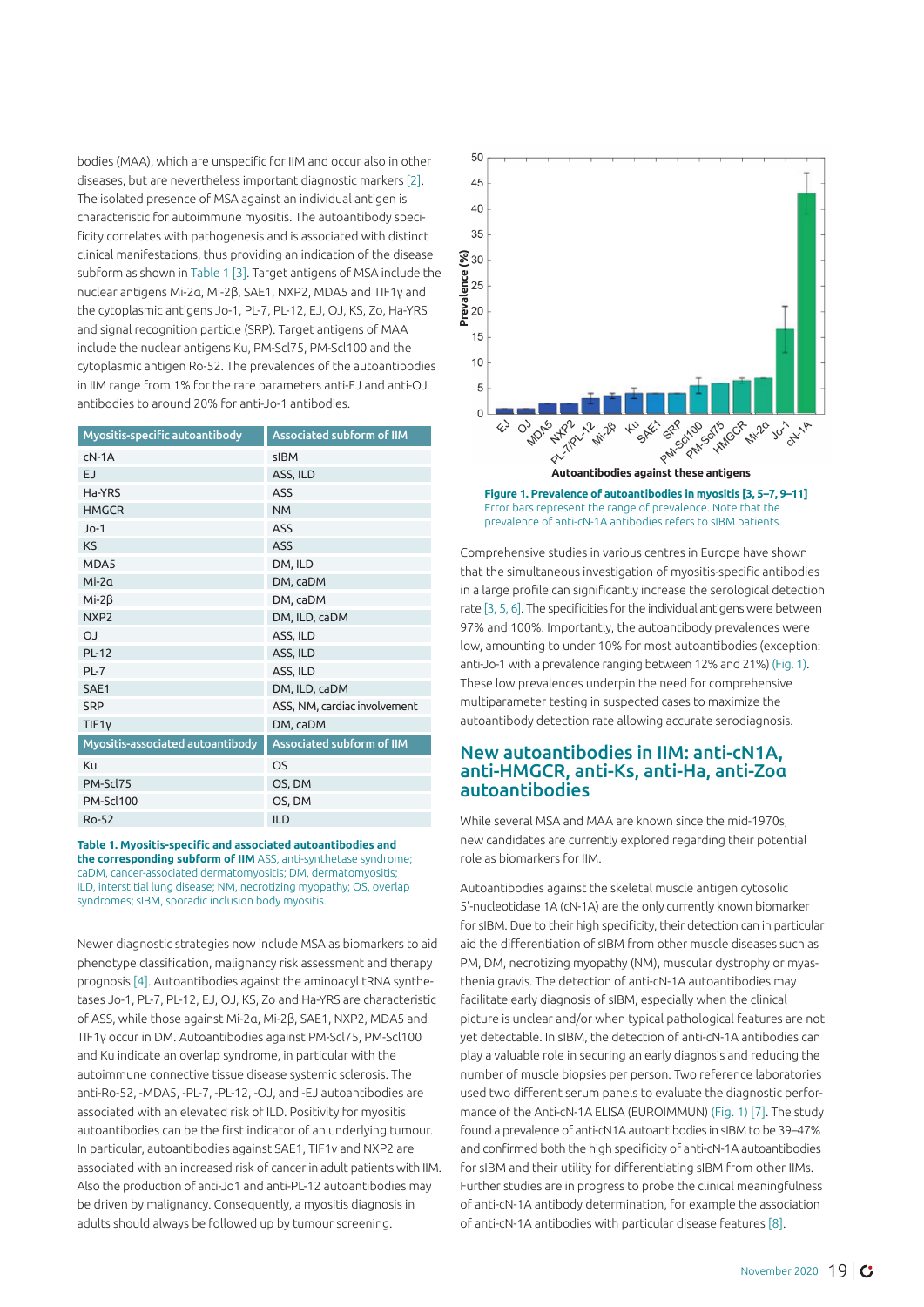bodies (MAA), which are unspecific for IIM and occur also in other diseases, but are nevertheless important diagnostic markers [2]. The isolated presence of MSA against an individual antigen is characteristic for autoimmune myositis. The autoantibody specificity correlates with pathogenesis and is associated with distinct clinical manifestations, thus providing an indication of the disease subform as shown in Table 1 [3]. Target antigens of MSA include the nuclear antigens Mi-2α, Mi-2β, SAE1, NXP2, MDA5 and TIF1γ and the cytoplasmic antigens Jo-1, PL-7, PL-12, EJ, OJ, KS, Zo, Ha-YRS and signal recognition particle (SRP). Target antigens of MAA include the nuclear antigens Ku, PM-Scl75, PM-Scl100 and the cytoplasmic antigen Ro-52. The prevalences of the autoantibodies in IIM range from 1% for the rare parameters anti-EJ and anti-OJ antibodies to around 20% for anti-Jo-1 antibodies.

| Myositis-specific autoantibody | Associated subform of IIM |
|---|---|
| cN-1A | sIBM |
| EJ | ASS, ILD |
| Ha-YRS | ASS |
| HMGCR | NM |
| Jo-1 | ASS |
| KS | ASS |
| MDA5 | DM, ILD |
| Mi-2α | DM, caDM |
| Mi-2β | DM, caDM |
| NXP2 | DM, ILD, caDM |
| OJ | ASS, ILD |
| PL-12 | ASS, ILD |
| PL-7 | ASS, ILD |
| SAE1 | DM, ILD, caDM |
| SRP | ASS, NM, cardiac involvement |
| TIF1γ | DM, caDM |
| **Myositis-associated autoantibody** | **Associated subform of IIM** |
| Ku | OS |
| PM-Scl75 | OS, DM |
| PM-Scl100 | OS, DM |
| Ro-52 | ILD |

**Table 1. Myositis-specific and associated autoantibodies and the corresponding subform of IIM** ASS, anti-synthetase syndrome; caDM, cancer-associated dermatomyositis; DM, dermatomyositis; ILD, interstitial lung disease; NM, necrotizing myopathy; OS, overlap syndromes; sIBM, sporadic inclusion body myositis.

Newer diagnostic strategies now include MSA as biomarkers to aid phenotype classification, malignancy risk assessment and therapy prognosis [4]. Autoantibodies against the aminoacyl tRNA synthetases Jo-1, PL-7, PL-12, EJ, OJ, KS, Zo and Ha-YRS are characteristic of ASS, while those against Mi-2α, Mi-2β, SAE1, NXP2, MDA5 and TIF1γ occur in DM. Autoantibodies against PM-Scl75, PM-Scl100 and Ku indicate an overlap syndrome, in particular with the autoimmune connective tissue disease systemic sclerosis. The anti-Ro-52, -MDA5, -PL-7, -PL-12, -OJ, and -EJ autoantibodies are associated with an elevated risk of ILD. Positivity for myositis autoantibodies can be the first indicator of an underlying tumour. In particular, autoantibodies against SAE1, TIF1γ and NXP2 are associated with an increased risk of cancer in adult patients with IIM. Also the production of anti-Jo1 and anti-PL-12 autoantibodies may be driven by malignancy. Consequently, a myositis diagnosis in adults should always be followed up by tumour screening.

**Figure 1. Prevalence of autoantibodies in myositis [3, 5–7, 9–11]** Error bars represent the range of prevalence. Note that the prevalence of anti-cN-1A antibodies refers to sIBM patients.

Comprehensive studies in various centres in Europe have shown that the simultaneous investigation of myositis-specific antibodies in a large profile can significantly increase the serological detection rate [3, 5, 6]. The specificities for the individual antigens were between 97% and 100%. Importantly, the autoantibody prevalences were low, amounting to under 10% for most autoantibodies (exception: anti-Jo-1 with a prevalence ranging between 12% and 21%) (Fig. 1). These low prevalences underpin the need for comprehensive multiparameter testing in suspected cases to maximize the autoantibody detection rate allowing accurate serodiagnosis.

## New autoantibodies in IIM: anti-cN1A, anti-HMGCR, anti-Ks, anti-Ha, anti-Zoα autoantibodies

While several MSA and MAA are known since the mid-1970s, new candidates are currently explored regarding their potential role as biomarkers for IIM.

Autoantibodies against the skeletal muscle antigen cytosolic 5'-nucleotidase 1A (cN-1A) are the only currently known biomarker for sIBM. Due to their high specificity, their detection can in particular aid the differentiation of sIBM from other muscle diseases such as PM, DM, necrotizing myopathy (NM), muscular dystrophy or myasthenia gravis. The detection of anti-cN-1A autoantibodies may facilitate early diagnosis of sIBM, especially when the clinical picture is unclear and/or when typical pathological features are not yet detectable. In sIBM, the detection of anti-cN-1A antibodies can play a valuable role in securing an early diagnosis and reducing the number of muscle biopsies per person. Two reference laboratories used two different serum panels to evaluate the diagnostic performance of the Anti-cN-1A ELISA (EUROIMMUN) (Fig. 1) [7]. The study found a prevalence of anti-cN1A autoantibodies in sIBM to be 39–47% and confirmed both the high specificity of anti-cN-1A autoantibodies for sIBM and their utility for differentiating sIBM from other IIMs. Further studies are in progress to probe the clinical meaningfulness of anti-cN-1A antibody determination, for example the association of anti-cN-1A antibodies with particular disease features [8].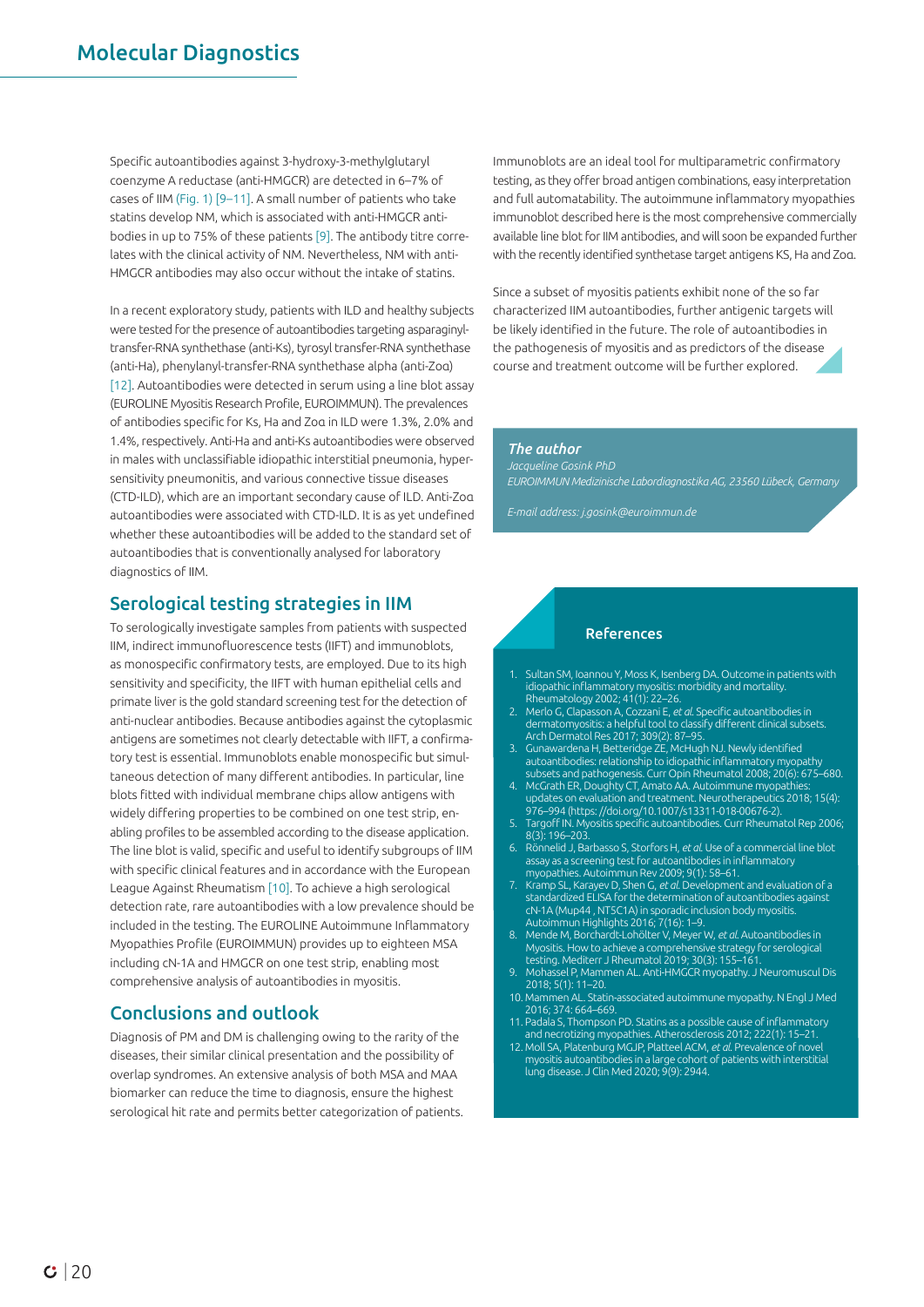Specific autoantibodies against 3-hydroxy-3-methylglutaryl coenzyme A reductase (anti-HMGCR) are detected in 6–7% of cases of IIM (Fig. 1) [9–11]. A small number of patients who take statins develop NM, which is associated with anti-HMGCR antibodies in up to 75% of these patients [9]. The antibody titre correlates with the clinical activity of NM. Nevertheless, NM with anti-HMGCR antibodies may also occur without the intake of statins.

In a recent exploratory study, patients with ILD and healthy subjects were tested for the presence of autoantibodies targeting asparaginyl-transfer-RNA synthethase (anti-Ks), tyrosyl transfer-RNA synthethase (anti-Ha), phenylanyl-transfer-RNA synthethase alpha (anti-Zoα) [12]. Autoantibodies were detected in serum using a line blot assay (EUROLINE Myositis Research Profile, EUROIMMUN). The prevalences of antibodies specific for Ks, Ha and Zoα in ILD were 1.3%, 2.0% and 1.4%, respectively. Anti-Ha and anti-Ks autoantibodies were observed in males with unclassifiable idiopathic interstitial pneumonia, hypersensitivity pneumonitis, and various connective tissue diseases (CTD-ILD), which are an important secondary cause of ILD. Anti-Zoα autoantibodies were associated with CTD-ILD. It is as yet undefined whether these autoantibodies will be added to the standard set of autoantibodies that is conventionally analysed for laboratory diagnostics of IIM.

## Serological testing strategies in IIM

To serologically investigate samples from patients with suspected IIM, indirect immunofluorescence tests (IIFT) and immunoblots, as monospecific confirmatory tests, are employed. Due to its high sensitivity and specificity, the IIFT with human epithelial cells and primate liver is the gold standard screening test for the detection of anti-nuclear antibodies. Because antibodies against the cytoplasmic antigens are sometimes not clearly detectable with IIFT, a confirmatory test is essential. Immunoblots enable monospecific but simultaneous detection of many different antibodies. In particular, line blots fitted with individual membrane chips allow antigens with widely differing properties to be combined on one test strip, enabling profiles to be assembled according to the disease application. The line blot is valid, specific and useful to identify subgroups of IIM with specific clinical features and in accordance with the European League Against Rheumatism [10]. To achieve a high serological detection rate, rare autoantibodies with a low prevalence should be included in the testing. The EUROLINE Autoimmune Inflammatory Myopathies Profile (EUROIMMUN) provides up to eighteen MSA including cN-1A and HMGCR on one test strip, enabling most comprehensive analysis of autoantibodies in myositis.

## Conclusions and outlook

Diagnosis of PM and DM is challenging owing to the rarity of the diseases, their similar clinical presentation and the possibility of overlap syndromes. An extensive analysis of both MSA and MAA biomarker can reduce the time to diagnosis, ensure the highest serological hit rate and permits better categorization of patients. Immunoblots are an ideal tool for multiparametric confirmatory testing, as they offer broad antigen combinations, easy interpretation and full automatability. The autoimmune inflammatory myopathies immunoblot described here is the most comprehensive commercially available line blot for IIM antibodies, and will soon be expanded further with the recently identified synthetase target antigens KS, Ha and Zoα.

Since a subset of myositis patients exhibit none of the so far characterized IIM autoantibodies, further antigenic targets will be likely identified in the future. The role of autoantibodies in the pathogenesis of myositis and as predictors of the disease course and treatment outcome will be further explored.

***The author***

*Jacqueline Gosink PhD*
*EUROIMMUN Medizinische Labordiagnostika AG, 23560 Lübeck, Germany*

*E-mail address: j.gosink@euroimmun.de*

## References

1. Sultan SM, Ioannou Y, Moss K, Isenberg DA. Outcome in patients with idiopathic inflammatory myositis: morbidity and mortality. Rheumatology 2002; 41(1): 22–26.
2. Merlo G, Clapasson A, Cozzani E, *et al.* Specific autoantibodies in dermatomyositis: a helpful tool to classify different clinical subsets. Arch Dermatol Res 2017; 309(2): 87–95.
3. Gunawardena H, Betteridge ZE, McHugh NJ. Newly identified autoantibodies: relationship to idiopathic inflammatory myopathy subsets and pathogenesis. Curr Opin Rheumatol 2008; 20(6): 675–680.
4. McGrath ER, Doughty CT, Amato AA. Autoimmune myopathies: updates on evaluation and treatment. Neurotherapeutics 2018; 15(4): 976–994 (https: //doi.org/10.1007/s13311-018-00676-2).
5. Targoff IN. Myositis specific autoantibodies. Curr Rheumatol Rep 2006; 8(3): 196–203.
6. Rönnelid J, Barbasso S, Storfors H, *et al.* Use of a commercial line blot assay as a screening test for autoantibodies in inflammatory myopathies. Autoimmun Rev 2009; 9(1): 58–61.
7. Kramp SL, Karayev D, Shen G, *et al.* Development and evaluation of a standardized ELISA for the determination of autoantibodies against cN-1A (Mup44 , NT5C1A) in sporadic inclusion body myositis. Autoimmun Highlights 2016; 7(16): 1–9.
8. Mende M, Borchardt-Lohölter V, Meyer W, *et al.* Autoantibodies in Myositis. How to achieve a comprehensive strategy for serological testing. Mediterr J Rheumatol 2019; 30(3): 155–161.
9. Mohassel P, Mammen AL. Anti-HMGCR myopathy. J Neuromuscul Dis 2018; 5(1): 11–20.
10. Mammen AL. Statin-associated autoimmune myopathy. N Engl J Med 2016; 374: 664–669.
11. Padala S, Thompson PD. Statins as a possible cause of inflammatory and necrotizing myopathies. Atherosclerosis 2012; 222(1): 15–21.
12. Moll SA, Platenburg MGJP, Platteel ACM, *et al.* Prevalence of novel myositis autoantibodies in a large cohort of patients with interstitial lung disease. J Clin Med 2020; 9(9): 2944.